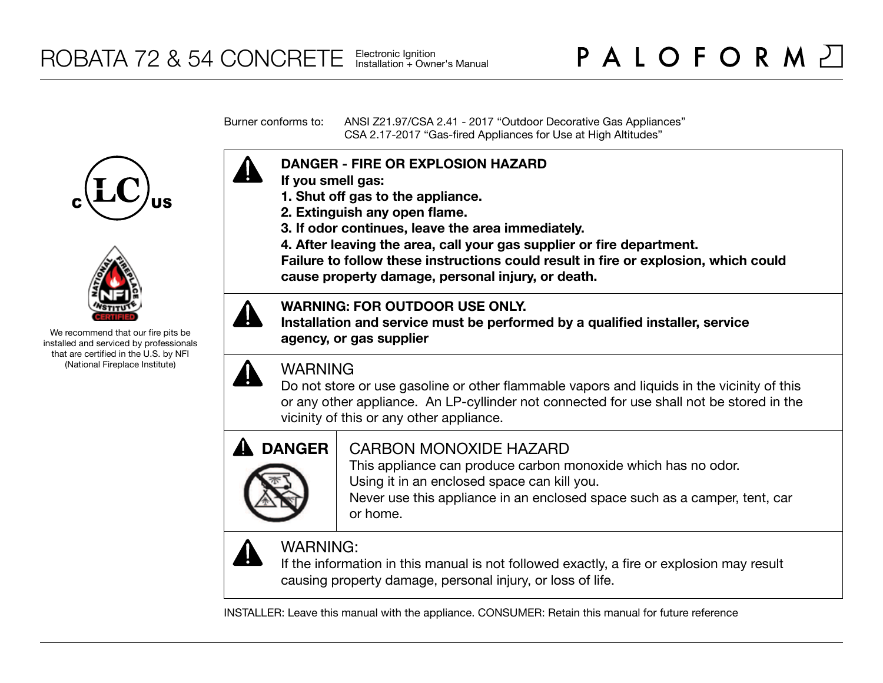# ROBATA 72 & 54 CONCRETE

Electronic Ignition
Installation + Owner's Manual

PALOFORM

Burner conforms to: ANSI Z21.97/CSA 2.41 - 2017 "Outdoor Decorative Gas Appliances"
CSA 2.17-2017 "Gas-fired Appliances for Use at High Altitudes"

We recommend that our fire pits be installed and serviced by professionals that are certified in the U.S. by NFI (National Fireplace Institute)

**DANGER - FIRE OR EXPLOSION HAZARD**
**If you smell gas:**
**1. Shut off gas to the appliance.**
**2. Extinguish any open flame.**
**3. If odor continues, leave the area immediately.**
**4. After leaving the area, call your gas supplier or fire department.**
**Failure to follow these instructions could result in fire or explosion, which could cause property damage, personal injury, or death.**

**WARNING: FOR OUTDOOR USE ONLY.**
**Installation and service must be performed by a qualified installer, service agency, or gas supplier**

WARNING
Do not store or use gasoline or other flammable vapors and liquids in the vicinity of this or any other appliance. An LP-cyllinder not connected for use shall not be stored in the vicinity of this or any other appliance.

**DANGER**

CARBON MONOXIDE HAZARD
This appliance can produce carbon monoxide which has no odor.
Using it in an enclosed space can kill you.
Never use this appliance in an enclosed space such as a camper, tent, car or home.

WARNING:
If the information in this manual is not followed exactly, a fire or explosion may result causing property damage, personal injury, or loss of life.

INSTALLER: Leave this manual with the appliance. CONSUMER: Retain this manual for future reference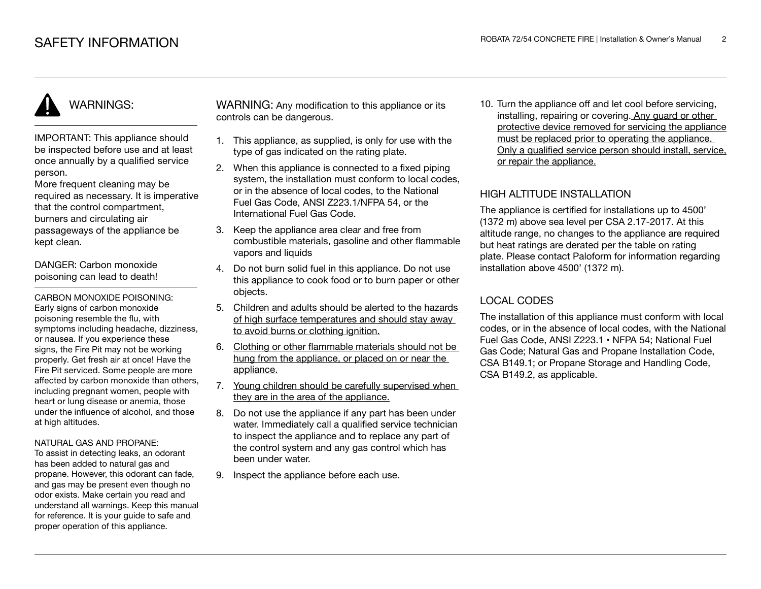# SAFETY INFORMATION

## WARNINGS:

IMPORTANT: This appliance should be inspected before use and at least once annually by a qualified service person.
More frequent cleaning may be required as necessary. It is imperative that the control compartment, burners and circulating air passageways of the appliance be kept clean.

DANGER: Carbon monoxide poisoning can lead to death!

CARBON MONOXIDE POISONING:
Early signs of carbon monoxide poisoning resemble the flu, with symptoms including headache, dizziness, or nausea. If you experience these signs, the Fire Pit may not be working properly. Get fresh air at once! Have the Fire Pit serviced. Some people are more affected by carbon monoxide than others, including pregnant women, people with heart or lung disease or anemia, those under the influence of alcohol, and those at high altitudes.

NATURAL GAS AND PROPANE:
To assist in detecting leaks, an odorant has been added to natural gas and propane. However, this odorant can fade, and gas may be present even though no odor exists. Make certain you read and understand all warnings. Keep this manual for reference. It is your guide to safe and proper operation of this appliance.

WARNING: Any modification to this appliance or its controls can be dangerous.

1. This appliance, as supplied, is only for use with the type of gas indicated on the rating plate.
2. When this appliance is connected to a fixed piping system, the installation must conform to local codes, or in the absence of local codes, to the National Fuel Gas Code, ANSI Z223.1/NFPA 54, or the International Fuel Gas Code.
3. Keep the appliance area clear and free from combustible materials, gasoline and other flammable vapors and liquids
4. Do not burn solid fuel in this appliance. Do not use this appliance to cook food or to burn paper or other objects.
5. <u>Children and adults should be alerted to the hazards of high surface temperatures and should stay away to avoid burns or clothing ignition.</u>
6. <u>Clothing or other flammable materials should not be hung from the appliance, or placed on or near the appliance.</u>
7. <u>Young children should be carefully supervised when they are in the area of the appliance.</u>
8. Do not use the appliance if any part has been under water. Immediately call a qualified service technician to inspect the appliance and to replace any part of the control system and any gas control which has been under water.
9. Inspect the appliance before each use.
10. Turn the appliance off and let cool before servicing, installing, repairing or covering. <u>Any guard or other protective device removed for servicing the appliance must be replaced prior to operating the appliance. Only a qualified service person should install, service, or repair the appliance.</u>

## HIGH ALTITUDE INSTALLATION

The appliance is certified for installations up to 4500’ (1372 m) above sea level per CSA 2.17-2017. At this altitude range, no changes to the appliance are required but heat ratings are derated per the table on rating plate. Please contact Paloform for information regarding installation above 4500’ (1372 m).

## LOCAL CODES

The installation of this appliance must conform with local codes, or in the absence of local codes, with the National Fuel Gas Code, ANSI Z223.1 • NFPA 54; National Fuel Gas Code; Natural Gas and Propane Installation Code, CSA B149.1; or Propane Storage and Handling Code, CSA B149.2, as applicable.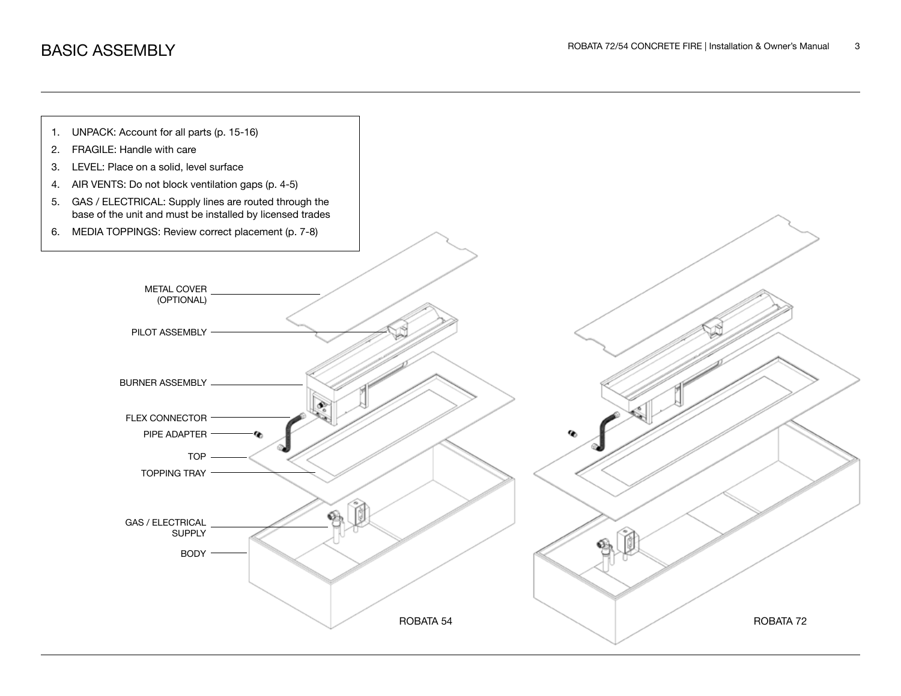# BASIC ASSEMBLY

1. UNPACK: Account for all parts (p. 15-16)
2. FRAGILE: Handle with care
3. LEVEL: Place on a solid, level surface
4. AIR VENTS: Do not block ventilation gaps (p. 4-5)
5. GAS / ELECTRICAL: Supply lines are routed through the base of the unit and must be installed by licensed trades
6. MEDIA TOPPINGS: Review correct placement (p. 7-8)

METAL COVER (OPTIONAL)

PILOT ASSEMBLY

BURNER ASSEMBLY

FLEX CONNECTOR

PIPE ADAPTER

TOP

TOPPING TRAY

GAS / ELECTRICAL SUPPLY

BODY

ROBATA 54

ROBATA 72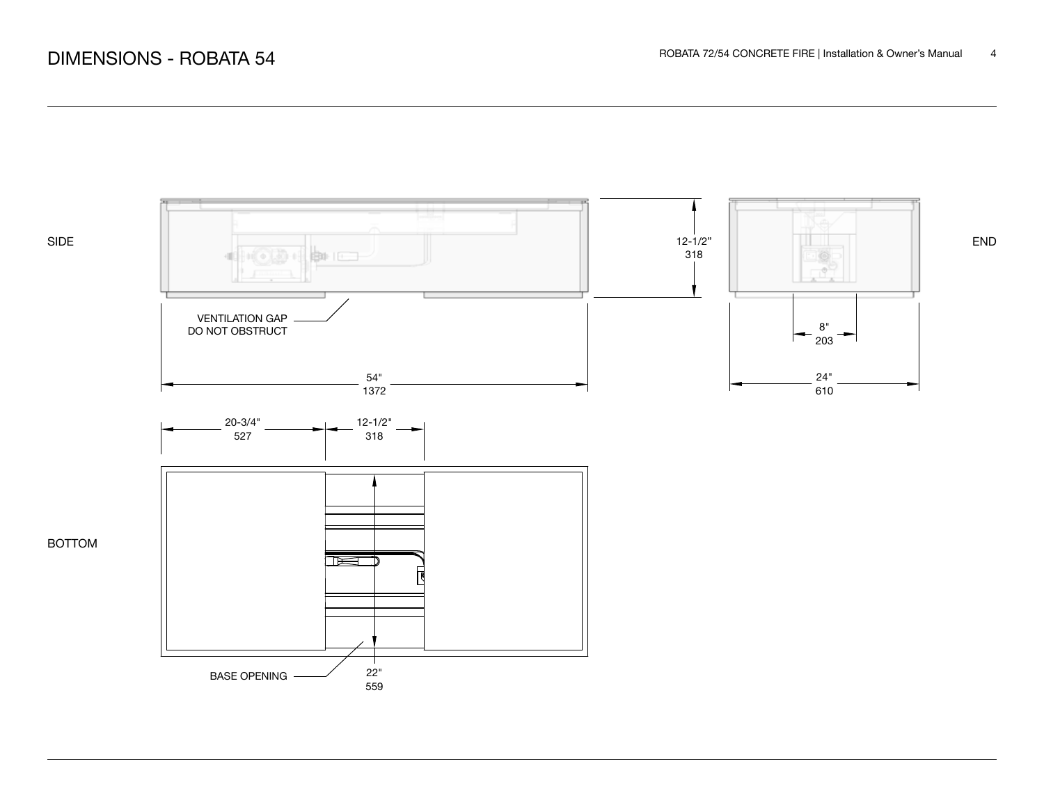# DIMENSIONS - ROBATA 54

SIDE

12-1/2"
318

VENTILATION GAP
DO NOT OBSTRUCT

54"
1372

END

8"
203

24"
610

BOTTOM

20-3/4"
527

12-1/2"
318

BASE OPENING

22"
559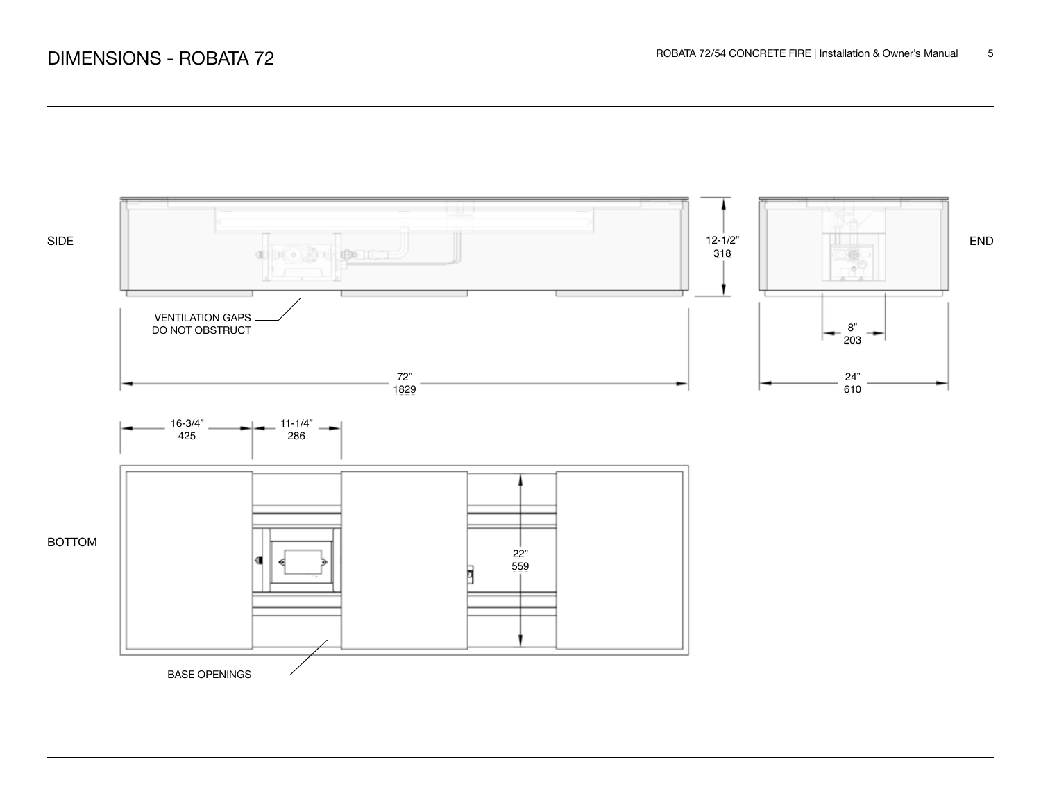# DIMENSIONS - ROBATA 72

SIDE

12-1/2"
318

END

VENTILATION GAPS
DO NOT OBSTRUCT

8"
203

72"
1829

24"
610

16-3/4"
425

11-1/4"
286

BOTTOM

22"
559

BASE OPENINGS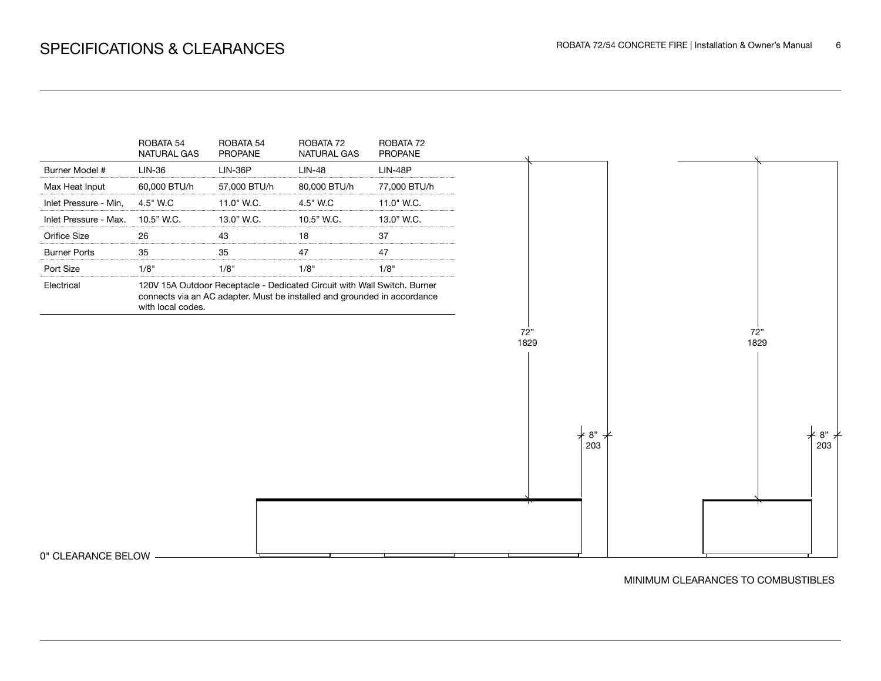# SPECIFICATIONS & CLEARANCES

| | ROBATA 54 NATURAL GAS | ROBATA 54 PROPANE | ROBATA 72 NATURAL GAS | ROBATA 72 PROPANE |
|---|---|---|---|---|
| Burner Model # | LIN-36 | LIN-36P | LIN-48 | LIN-48P |
| Max Heat Input | 60,000 BTU/h | 57,000 BTU/h | 80,000 BTU/h | 77,000 BTU/h |
| Inlet Pressure - Min, | 4.5" W.C | 11.0" W.C. | 4.5" W.C | 11.0" W.C. |
| Inlet Pressure - Max. | 10.5" W.C. | 13.0" W.C. | 10.5" W.C. | 13.0" W.C. |
| Orifice Size | 26 | 43 | 18 | 37 |
| Burner Ports | 35 | 35 | 47 | 47 |
| Port Size | 1/8" | 1/8" | 1/8" | 1/8" |
| Electrical | 120V 15A Outdoor Receptacle - Dedicated Circuit with Wall Switch. Burner connects via an AC adapter. Must be installed and grounded in accordance with local codes. | | | |

72"
1829

8"
203

72"
1829

8"
203

0" CLEARANCE BELOW

MINIMUM CLEARANCES TO COMBUSTIBLES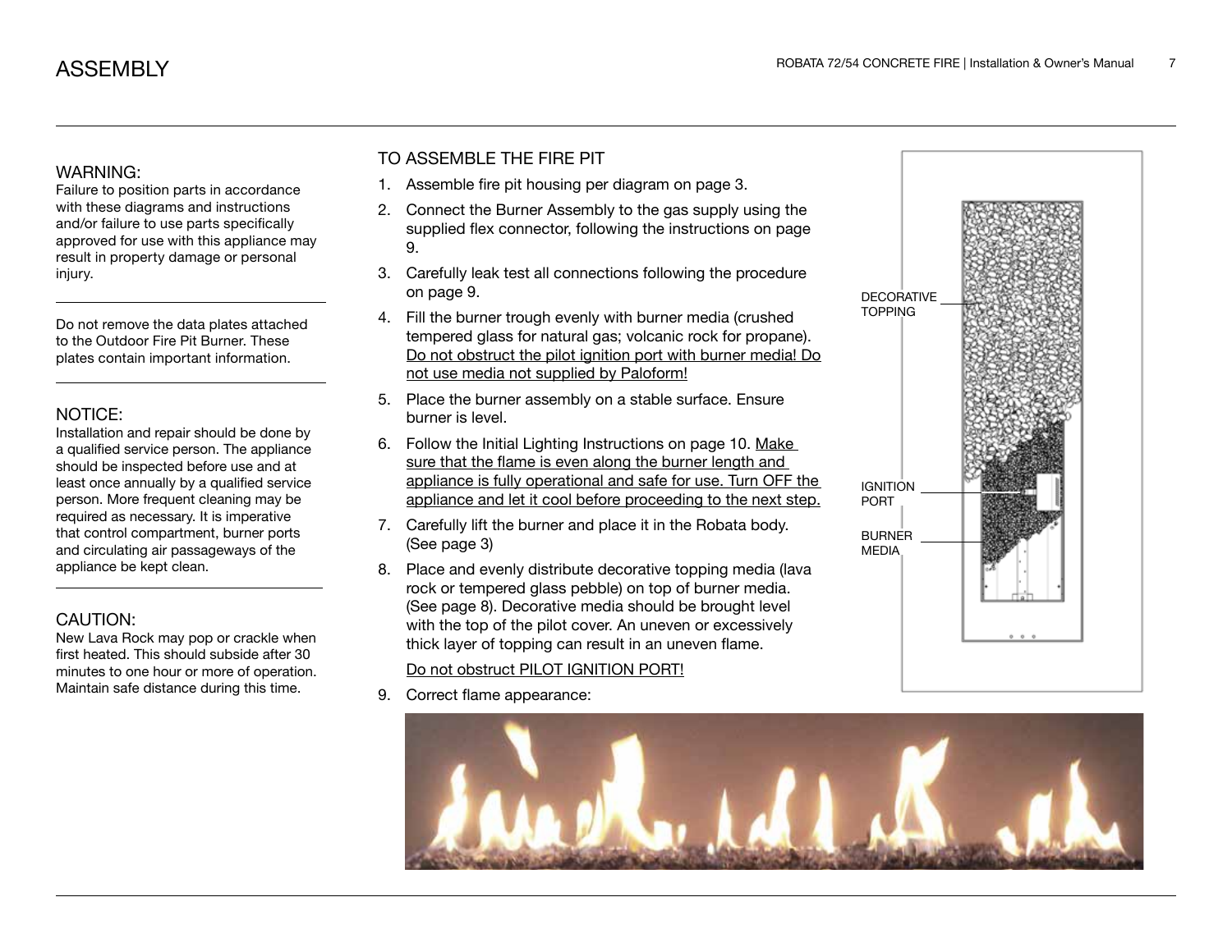# ASSEMBLY

### WARNING:

Failure to position parts in accordance with these diagrams and instructions and/or failure to use parts specifically approved for use with this appliance may result in property damage or personal injury.

---

Do not remove the data plates attached to the Outdoor Fire Pit Burner. These plates contain important information.

---

### NOTICE:

Installation and repair should be done by a qualified service person. The appliance should be inspected before use and at least once annually by a qualified service person. More frequent cleaning may be required as necessary. It is imperative that control compartment, burner ports and circulating air passageways of the appliance be kept clean.

---

### CAUTION:

New Lava Rock may pop or crackle when first heated. This should subside after 30 minutes to one hour or more of operation. Maintain safe distance during this time.

## TO ASSEMBLE THE FIRE PIT

1. Assemble fire pit housing per diagram on page 3.
2. Connect the Burner Assembly to the gas supply using the supplied flex connector, following the instructions on page 9.
3. Carefully leak test all connections following the procedure on page 9.
4. Fill the burner trough evenly with burner media (crushed tempered glass for natural gas; volcanic rock for propane). Do not obstruct the pilot ignition port with burner media! Do not use media not supplied by Paloform!
5. Place the burner assembly on a stable surface. Ensure burner is level.
6. Follow the Initial Lighting Instructions on page 10. Make sure that the flame is even along the burner length and appliance is fully operational and safe for use. Turn OFF the appliance and let it cool before proceeding to the next step.
7. Carefully lift the burner and place it in the Robata body. (See page 3)
8. Place and evenly distribute decorative topping media (lava rock or tempered glass pebble) on top of burner media. (See page 8). Decorative media should be brought level with the top of the pilot cover. An uneven or excessively thick layer of topping can result in an uneven flame.

   Do not obstruct PILOT IGNITION PORT!

9. Correct flame appearance:

DECORATIVE TOPPING

IGNITION PORT

BURNER MEDIA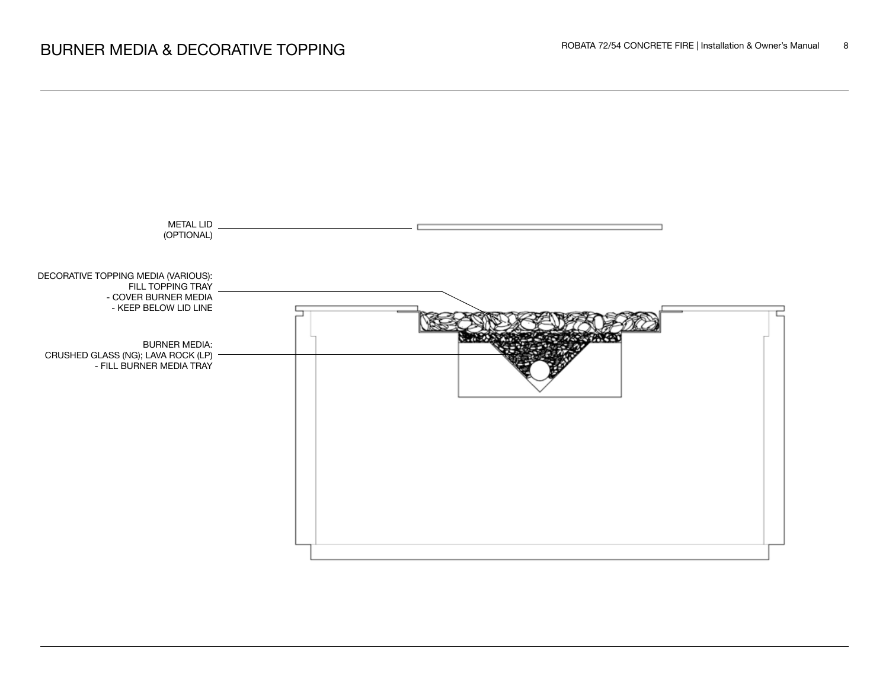# BURNER MEDIA & DECORATIVE TOPPING

METAL LID
(OPTIONAL)

DECORATIVE TOPPING MEDIA (VARIOUS):
FILL TOPPING TRAY
- COVER BURNER MEDIA
- KEEP BELOW LID LINE

BURNER MEDIA:
CRUSHED GLASS (NG); LAVA ROCK (LP)
- FILL BURNER MEDIA TRAY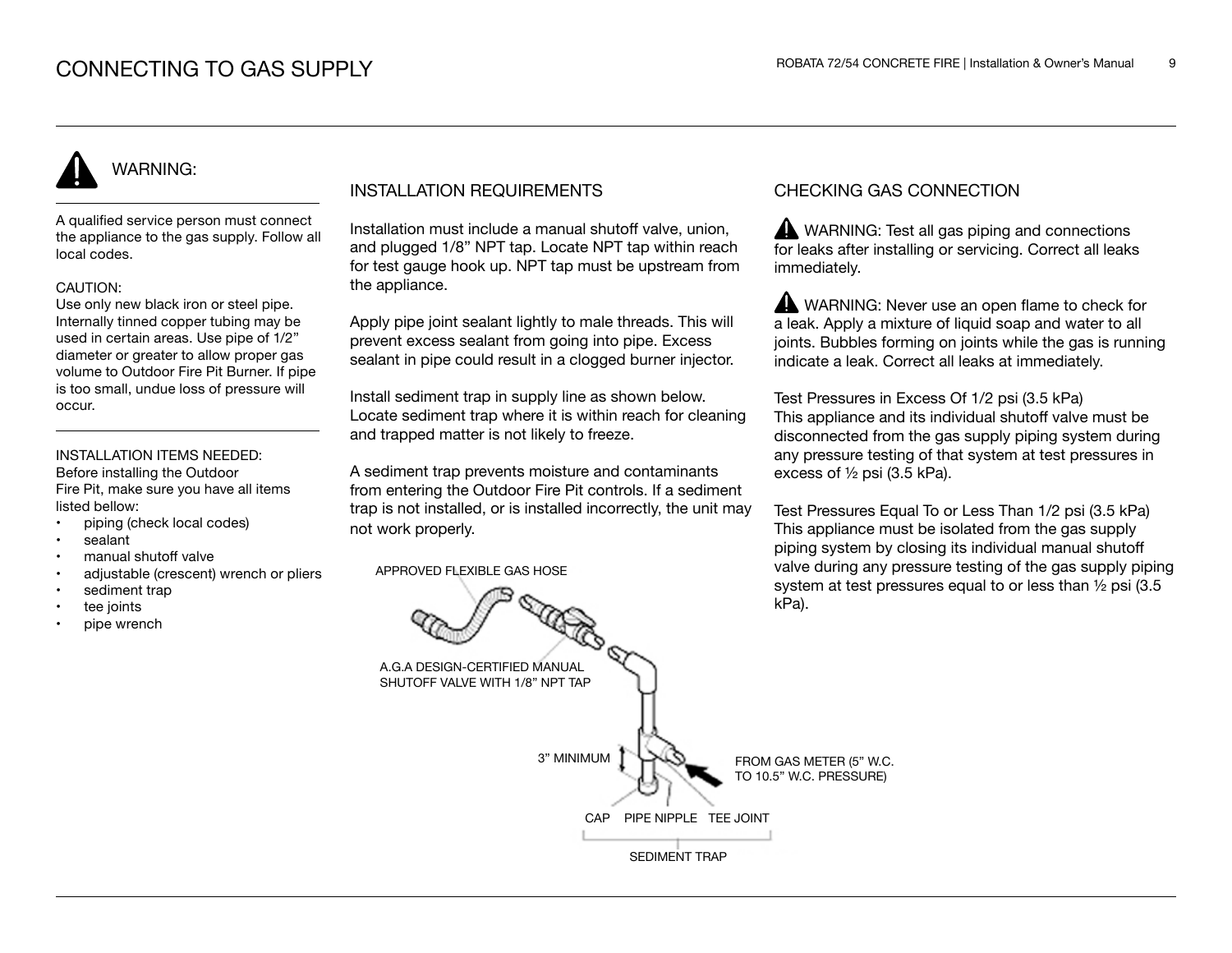# CONNECTING TO GAS SUPPLY

## WARNING:

A qualified service person must connect the appliance to the gas supply. Follow all local codes.

CAUTION:
Use only new black iron or steel pipe. Internally tinned copper tubing may be used in certain areas. Use pipe of 1/2" diameter or greater to allow proper gas volume to Outdoor Fire Pit Burner. If pipe is too small, undue loss of pressure will occur.

INSTALLATION ITEMS NEEDED:
Before installing the Outdoor Fire Pit, make sure you have all items listed bellow:

- piping (check local codes)
- sealant
- manual shutoff valve
- adjustable (crescent) wrench or pliers
- sediment trap
- tee joints
- pipe wrench

## INSTALLATION REQUIREMENTS

Installation must include a manual shutoff valve, union, and plugged 1/8" NPT tap. Locate NPT tap within reach for test gauge hook up. NPT tap must be upstream from the appliance.

Apply pipe joint sealant lightly to male threads. This will prevent excess sealant from going into pipe. Excess sealant in pipe could result in a clogged burner injector.

Install sediment trap in supply line as shown below. Locate sediment trap where it is within reach for cleaning and trapped matter is not likely to freeze.

A sediment trap prevents moisture and contaminants from entering the Outdoor Fire Pit controls. If a sediment trap is not installed, or is installed incorrectly, the unit may not work properly.

APPROVED FLEXIBLE GAS HOSE

A.G.A DESIGN-CERTIFIED MANUAL SHUTOFF VALVE WITH 1/8" NPT TAP

3" MINIMUM

FROM GAS METER (5" W.C. TO 10.5" W.C. PRESSURE)

CAP PIPE NIPPLE TEE JOINT

SEDIMENT TRAP

## CHECKING GAS CONNECTION

WARNING: Test all gas piping and connections for leaks after installing or servicing. Correct all leaks immediately.

WARNING: Never use an open flame to check for a leak. Apply a mixture of liquid soap and water to all joints. Bubbles forming on joints while the gas is running indicate a leak. Correct all leaks at immediately.

Test Pressures in Excess Of 1/2 psi (3.5 kPa)
This appliance and its individual shutoff valve must be disconnected from the gas supply piping system during any pressure testing of that system at test pressures in excess of ½ psi (3.5 kPa).

Test Pressures Equal To or Less Than 1/2 psi (3.5 kPa)
This appliance must be isolated from the gas supply piping system by closing its individual manual shutoff valve during any pressure testing of the gas supply piping system at test pressures equal to or less than ½ psi (3.5 kPa).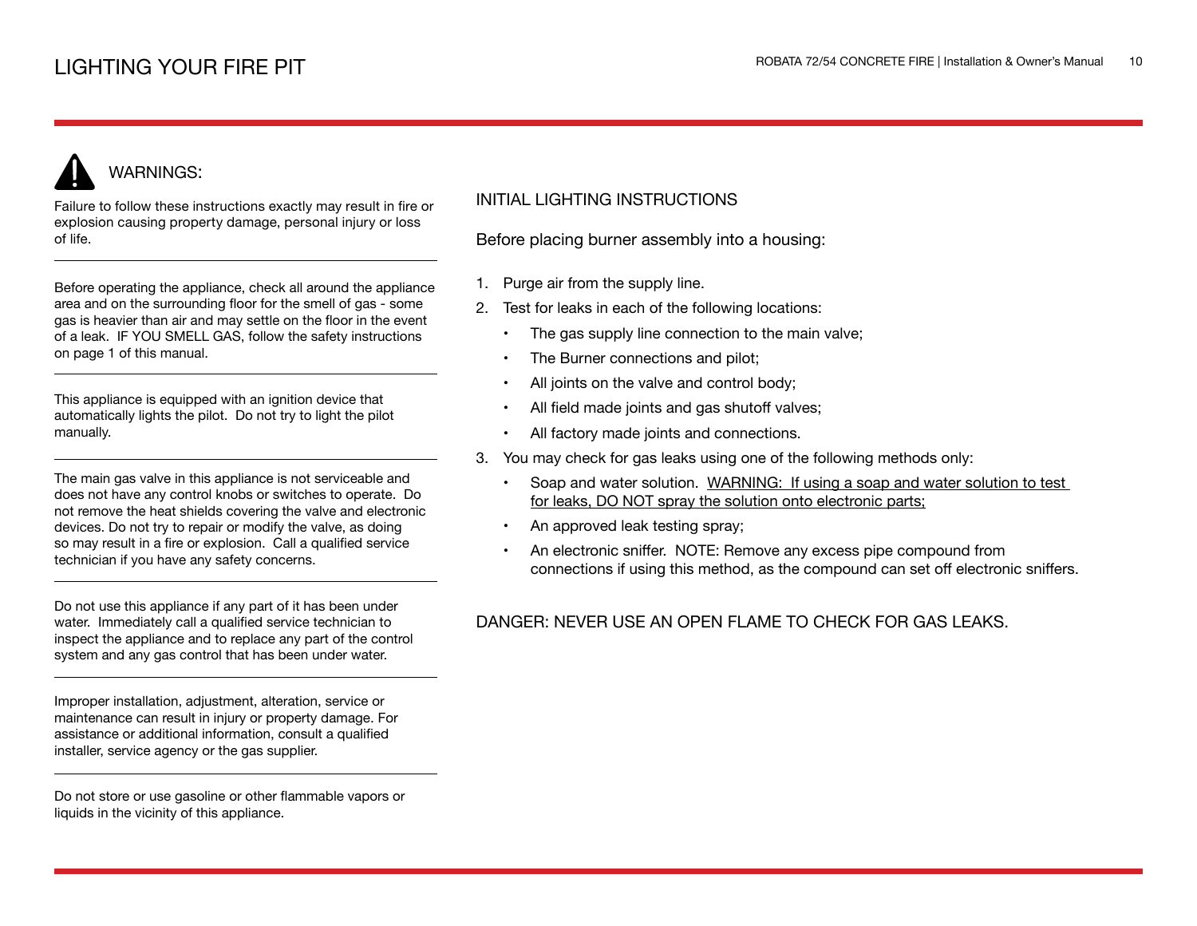# LIGHTING YOUR FIRE PIT

## WARNINGS:

Failure to follow these instructions exactly may result in fire or explosion causing property damage, personal injury or loss of life.

---

Before operating the appliance, check all around the appliance area and on the surrounding floor for the smell of gas - some gas is heavier than air and may settle on the floor in the event of a leak. IF YOU SMELL GAS, follow the safety instructions on page 1 of this manual.

---

This appliance is equipped with an ignition device that automatically lights the pilot. Do not try to light the pilot manually.

---

The main gas valve in this appliance is not serviceable and does not have any control knobs or switches to operate. Do not remove the heat shields covering the valve and electronic devices. Do not try to repair or modify the valve, as doing so may result in a fire or explosion. Call a qualified service technician if you have any safety concerns.

---

Do not use this appliance if any part of it has been under water. Immediately call a qualified service technician to inspect the appliance and to replace any part of the control system and any gas control that has been under water.

---

Improper installation, adjustment, alteration, service or maintenance can result in injury or property damage. For assistance or additional information, consult a qualified installer, service agency or the gas supplier.

---

Do not store or use gasoline or other flammable vapors or liquids in the vicinity of this appliance.

## INITIAL LIGHTING INSTRUCTIONS

Before placing burner assembly into a housing:

1. Purge air from the supply line.
2. Test for leaks in each of the following locations:
    - The gas supply line connection to the main valve;
    - The Burner connections and pilot;
    - All joints on the valve and control body;
    - All field made joints and gas shutoff valves;
    - All factory made joints and connections.
3. You may check for gas leaks using one of the following methods only:
    - Soap and water solution. <u>WARNING: If using a soap and water solution to test for leaks, DO NOT spray the solution onto electronic parts;</u>
    - An approved leak testing spray;
    - An electronic sniffer. NOTE: Remove any excess pipe compound from connections if using this method, as the compound can set off electronic sniffers.

DANGER: NEVER USE AN OPEN FLAME TO CHECK FOR GAS LEAKS.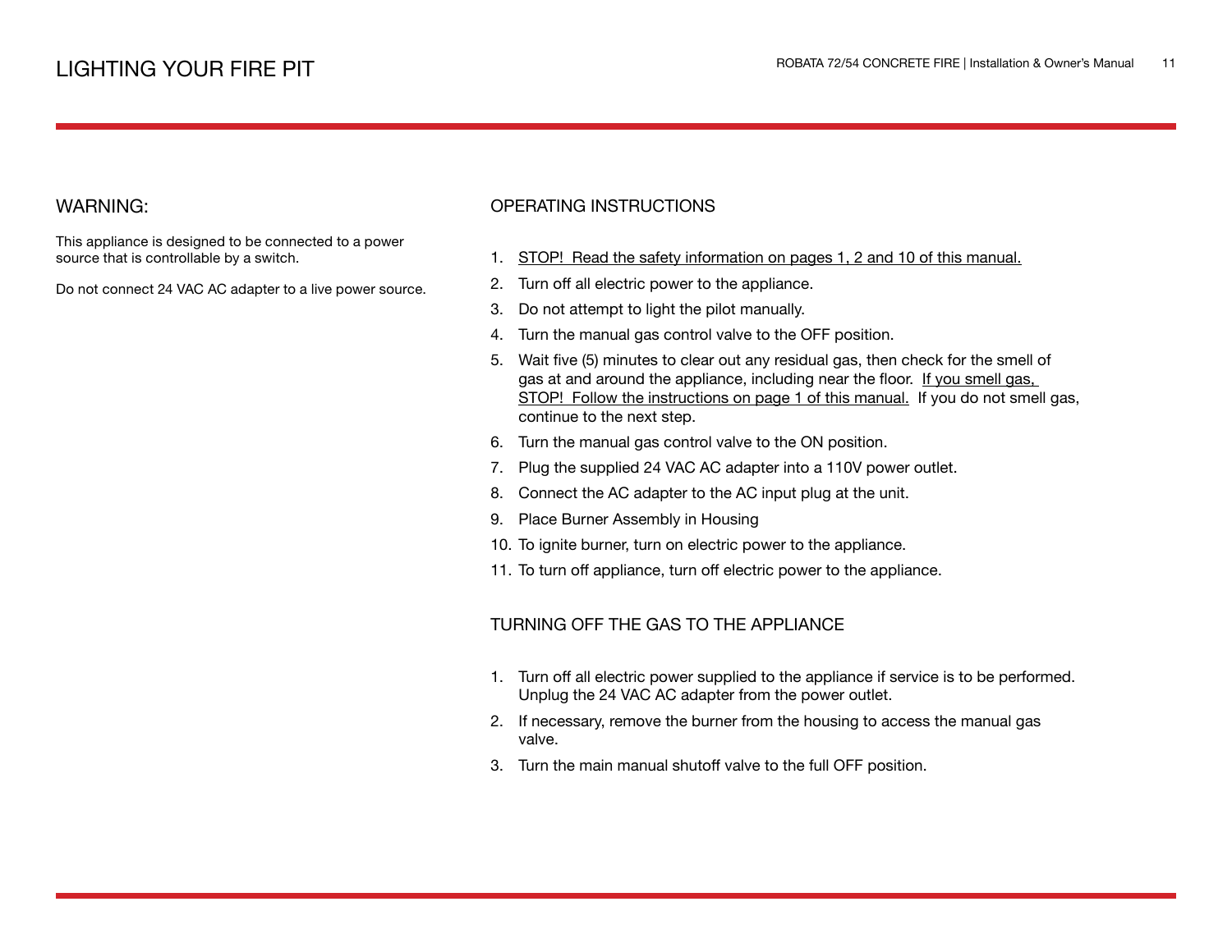# LIGHTING YOUR FIRE PIT

## WARNING:

This appliance is designed to be connected to a power source that is controllable by a switch.

Do not connect 24 VAC AC adapter to a live power source.

## OPERATING INSTRUCTIONS

1. STOP! Read the safety information on pages 1, 2 and 10 of this manual.
2. Turn off all electric power to the appliance.
3. Do not attempt to light the pilot manually.
4. Turn the manual gas control valve to the OFF position.
5. Wait five (5) minutes to clear out any residual gas, then check for the smell of gas at and around the appliance, including near the floor. If you smell gas, STOP! Follow the instructions on page 1 of this manual. If you do not smell gas, continue to the next step.
6. Turn the manual gas control valve to the ON position.
7. Plug the supplied 24 VAC AC adapter into a 110V power outlet.
8. Connect the AC adapter to the AC input plug at the unit.
9. Place Burner Assembly in Housing
10. To ignite burner, turn on electric power to the appliance.
11. To turn off appliance, turn off electric power to the appliance.

## TURNING OFF THE GAS TO THE APPLIANCE

1. Turn off all electric power supplied to the appliance if service is to be performed. Unplug the 24 VAC AC adapter from the power outlet.
2. If necessary, remove the burner from the housing to access the manual gas valve.
3. Turn the main manual shutoff valve to the full OFF position.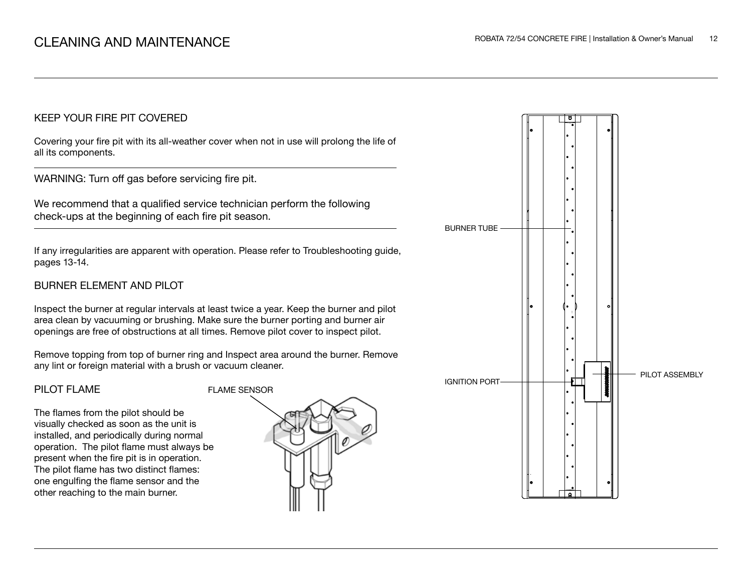# CLEANING AND MAINTENANCE

## KEEP YOUR FIRE PIT COVERED

Covering your fire pit with its all-weather cover when not in use will prolong the life of all its components.

---

WARNING: Turn off gas before servicing fire pit.

We recommend that a qualified service technician perform the following check-ups at the beginning of each fire pit season.

---

If any irregularities are apparent with operation. Please refer to Troubleshooting guide, pages 13-14.

## BURNER ELEMENT AND PILOT

Inspect the burner at regular intervals at least twice a year. Keep the burner and pilot area clean by vacuuming or brushing. Make sure the burner porting and burner air openings are free of obstructions at all times. Remove pilot cover to inspect pilot.

Remove topping from top of burner ring and Inspect area around the burner. Remove any lint or foreign material with a brush or vacuum cleaner.

## PILOT FLAME

The flames from the pilot should be visually checked as soon as the unit is installed, and periodically during normal operation. The pilot flame must always be present when the fire pit is in operation. The pilot flame has two distinct flames: one engulfing the flame sensor and the other reaching to the main burner.

FLAME SENSOR

BURNER TUBE

IGNITION PORT

PILOT ASSEMBLY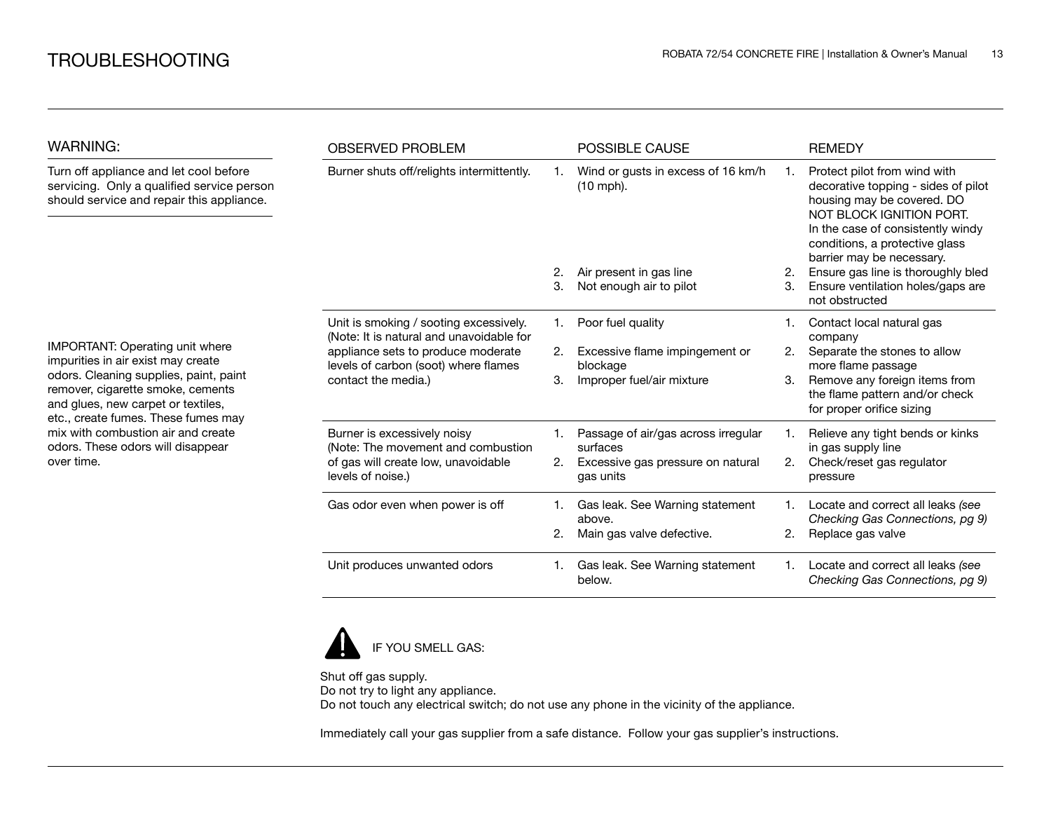# TROUBLESHOOTING

## WARNING:

Turn off appliance and let cool before servicing. Only a qualified service person should service and repair this appliance.

IMPORTANT: Operating unit where impurities in air exist may create odors. Cleaning supplies, paint, paint remover, cigarette smoke, cements and glues, new carpet or textiles, etc., create fumes. These fumes may mix with combustion air and create odors. These odors will disappear over time.

| OBSERVED PROBLEM | POSSIBLE CAUSE | REMEDY |
|---|---|---|
| Burner shuts off/relights intermittently. | 1. Wind or gusts in excess of 16 km/h (10 mph).<br>2. Air present in gas line<br>3. Not enough air to pilot | 1. Protect pilot from wind with decorative topping - sides of pilot housing may be covered. DO NOT BLOCK IGNITION PORT. In the case of consistently windy conditions, a protective glass barrier may be necessary.<br>2. Ensure gas line is thoroughly bled<br>3. Ensure ventilation holes/gaps are not obstructed |
| Unit is smoking / sooting excessively. (Note: It is natural and unavoidable for appliance sets to produce moderate levels of carbon (soot) where flames contact the media.) | 1. Poor fuel quality<br>2. Excessive flame impingement or blockage<br>3. Improper fuel/air mixture | 1. Contact local natural gas company<br>2. Separate the stones to allow more flame passage<br>3. Remove any foreign items from the flame pattern and/or check for proper orifice sizing |
| Burner is excessively noisy (Note: The movement and combustion of gas will create low, unavoidable levels of noise.) | 1. Passage of air/gas across irregular surfaces<br>2. Excessive gas pressure on natural gas units | 1. Relieve any tight bends or kinks in gas supply line<br>2. Check/reset gas regulator pressure |
| Gas odor even when power is off | 1. Gas leak. See Warning statement above.<br>2. Main gas valve defective. | 1. Locate and correct all leaks *(see Checking Gas Connections, pg 9)*<br>2. Replace gas valve |
| Unit produces unwanted odors | 1. Gas leak. See Warning statement below. | 1. Locate and correct all leaks *(see Checking Gas Connections, pg 9)* |

IF YOU SMELL GAS:

Shut off gas supply.
Do not try to light any appliance.
Do not touch any electrical switch; do not use any phone in the vicinity of the appliance.

Immediately call your gas supplier from a safe distance. Follow your gas supplier's instructions.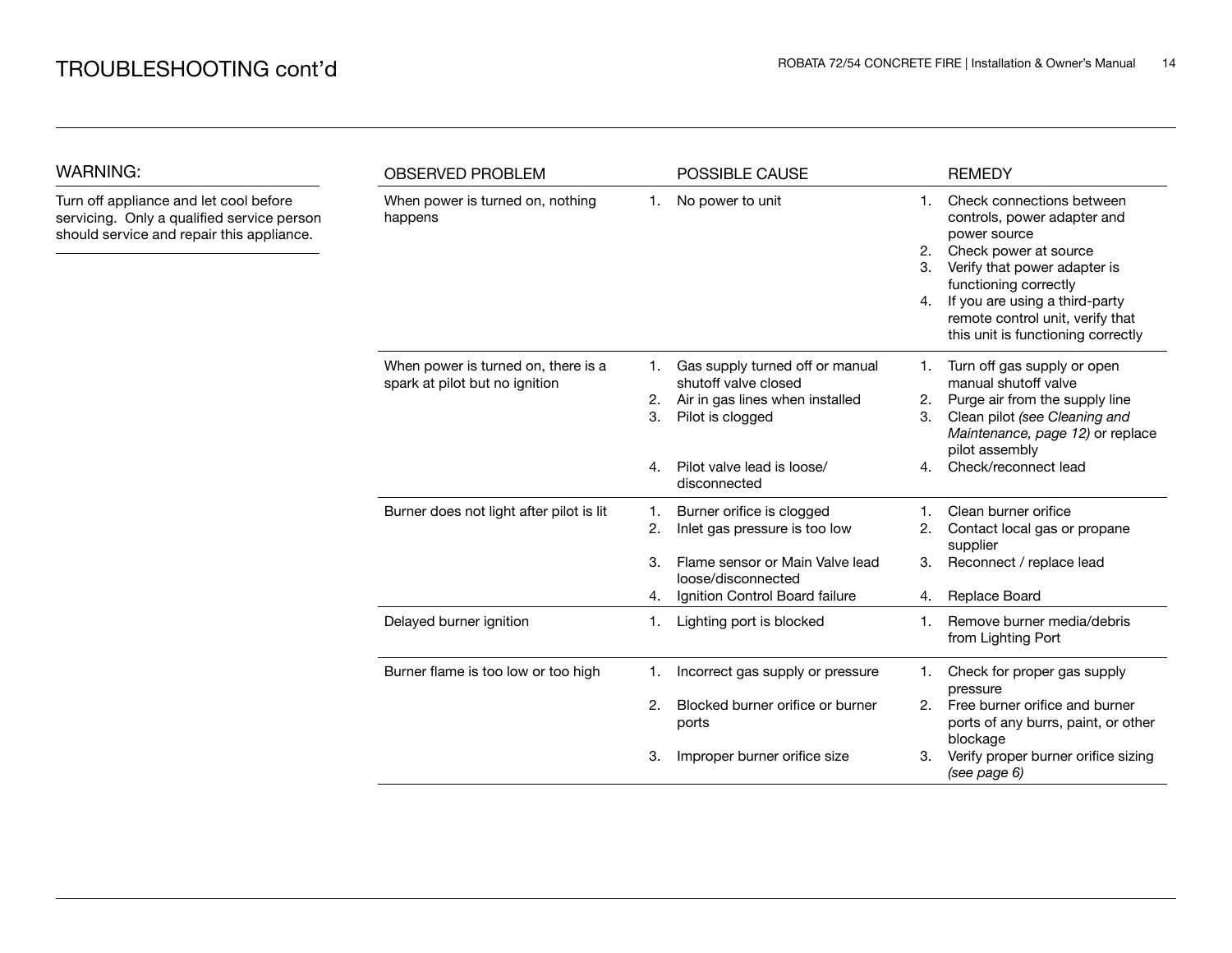# TROUBLESHOOTING cont'd

## WARNING:

Turn off appliance and let cool before servicing. Only a qualified service person should service and repair this appliance.

| OBSERVED PROBLEM | POSSIBLE CAUSE | REMEDY |
|---|---|---|
| When power is turned on, nothing happens | 1. No power to unit | 1. Check connections between controls, power adapter and power source<br>2. Check power at source<br>3. Verify that power adapter is functioning correctly<br>4. If you are using a third-party remote control unit, verify that this unit is functioning correctly |
| When power is turned on, there is a spark at pilot but no ignition | 1. Gas supply turned off or manual shutoff valve closed<br>2. Air in gas lines when installed<br>3. Pilot is clogged<br>4. Pilot valve lead is loose/ disconnected | 1. Turn off gas supply or open manual shutoff valve<br>2. Purge air from the supply line<br>3. Clean pilot *(see Cleaning and Maintenance, page 12)* or replace pilot assembly<br>4. Check/reconnect lead |
| Burner does not light after pilot is lit | 1. Burner orifice is clogged<br>2. Inlet gas pressure is too low<br>3. Flame sensor or Main Valve lead loose/disconnected<br>4. Ignition Control Board failure | 1. Clean burner orifice<br>2. Contact local gas or propane supplier<br>3. Reconnect / replace lead<br>4. Replace Board |
| Delayed burner ignition | 1. Lighting port is blocked | 1. Remove burner media/debris from Lighting Port |
| Burner flame is too low or too high | 1. Incorrect gas supply or pressure<br>2. Blocked burner orifice or burner ports<br>3. Improper burner orifice size | 1. Check for proper gas supply pressure<br>2. Free burner orifice and burner ports of any burrs, paint, or other blockage<br>3. Verify proper burner orifice sizing *(see page 6)* |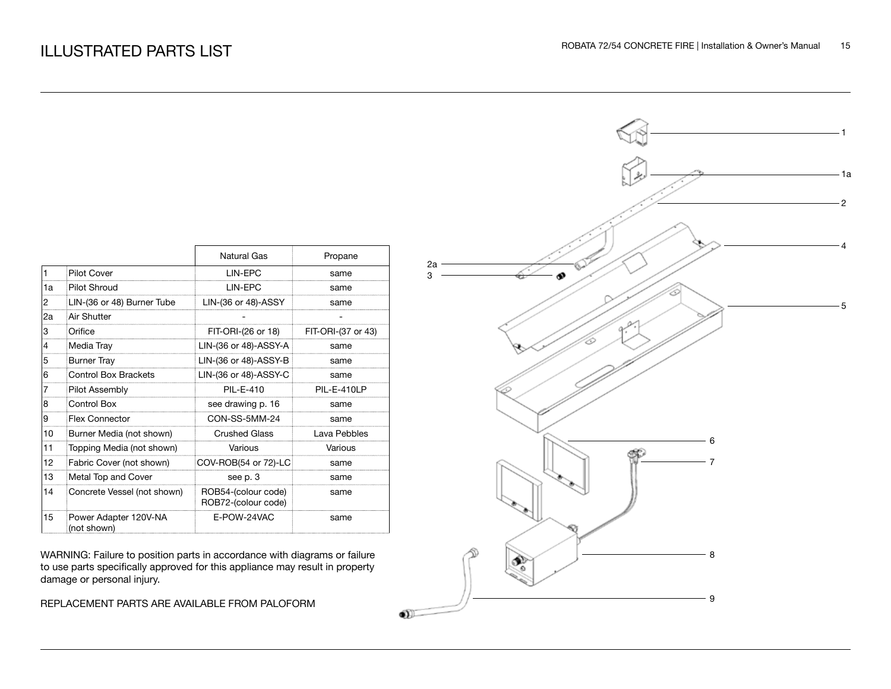# ILLUSTRATED PARTS LIST

| | | Natural Gas | Propane |
|---|---|---|---|
| 1 | Pilot Cover | LIN-EPC | same |
| 1a | Pilot Shroud | LIN-EPC | same |
| 2 | LIN-(36 or 48) Burner Tube | LIN-(36 or 48)-ASSY | same |
| 2a | Air Shutter | - | - |
| 3 | Orifice | FIT-ORI-(26 or 18) | FIT-ORI-(37 or 43) |
| 4 | Media Tray | LIN-(36 or 48)-ASSY-A | same |
| 5 | Burner Tray | LIN-(36 or 48)-ASSY-B | same |
| 6 | Control Box Brackets | LIN-(36 or 48)-ASSY-C | same |
| 7 | Pilot Assembly | PIL-E-410 | PIL-E-410LP |
| 8 | Control Box | see drawing p. 16 | same |
| 9 | Flex Connector | CON-SS-5MM-24 | same |
| 10 | Burner Media (not shown) | Crushed Glass | Lava Pebbles |
| 11 | Topping Media (not shown) | Various | Various |
| 12 | Fabric Cover (not shown) | COV-ROB(54 or 72)-LC | same |
| 13 | Metal Top and Cover | see p. 3 | same |
| 14 | Concrete Vessel (not shown) | ROB54-(colour code) ROB72-(colour code) | same |
| 15 | Power Adapter 120V-NA (not shown) | E-POW-24VAC | same |

WARNING: Failure to position parts in accordance with diagrams or failure to use parts specifically approved for this appliance may result in property damage or personal injury.

REPLACEMENT PARTS ARE AVAILABLE FROM PALOFORM

1
1a
2
2a
3
4
5
6
7
8
9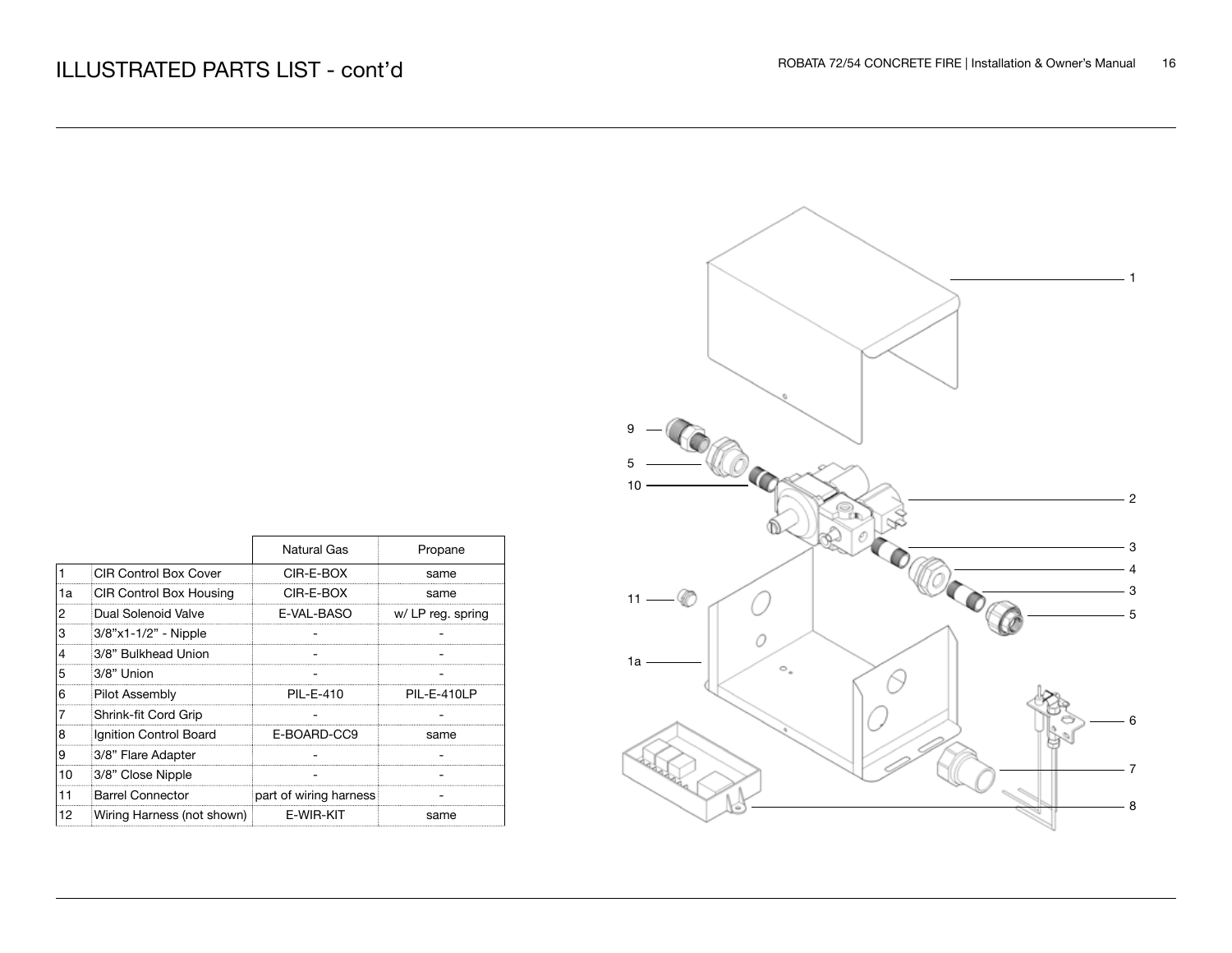# ILLUSTRATED PARTS LIST - cont'd

| | | Natural Gas | Propane |
|---|---|---|---|
| 1 | CIR Control Box Cover | CIR-E-BOX | same |
| 1a | CIR Control Box Housing | CIR-E-BOX | same |
| 2 | Dual Solenoid Valve | E-VAL-BASO | w/ LP reg. spring |
| 3 | 3/8"x1-1/2" - Nipple | - | - |
| 4 | 3/8" Bulkhead Union | - | - |
| 5 | 3/8" Union | - | - |
| 6 | Pilot Assembly | PIL-E-410 | PIL-E-410LP |
| 7 | Shrink-fit Cord Grip | - | - |
| 8 | Ignition Control Board | E-BOARD-CC9 | same |
| 9 | 3/8" Flare Adapter | - | - |
| 10 | 3/8" Close Nipple | - | - |
| 11 | Barrel Connector | part of wiring harness | - |
| 12 | Wiring Harness (not shown) | E-WIR-KIT | same |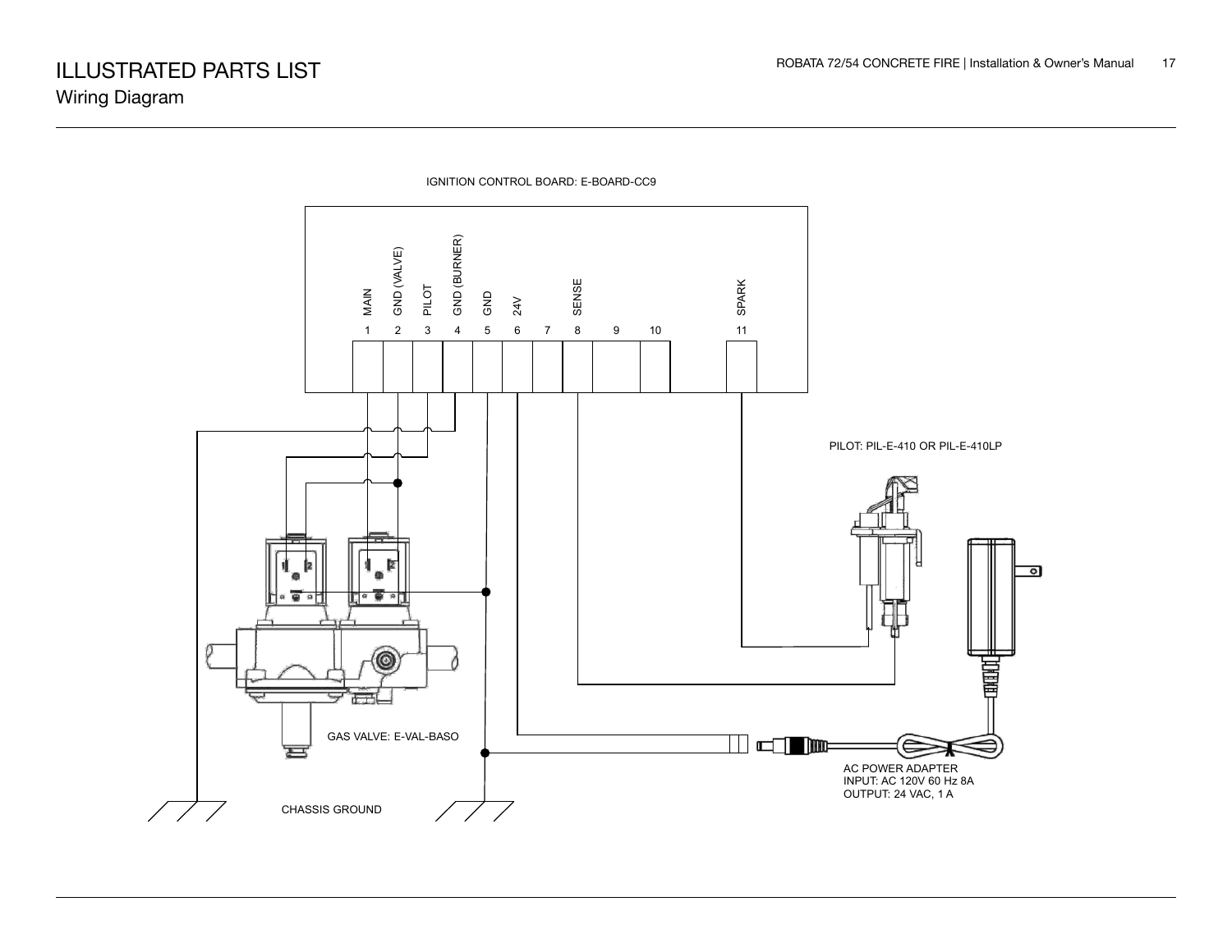# ILLUSTRATED PARTS LIST

## Wiring Diagram

IGNITION CONTROL BOARD: E-BOARD-CC9

| 1 | 2 | 3 | 4 | 5 | 6 | 7 | 8 | 9 | 10 | 11 |
|---|---|---|---|---|---|---|---|---|---|---|
| MAIN | GND (VALVE) | PILOT | GND (BURNER) | GND | 24V | | SENSE | | | SPARK |

PILOT: PIL-E-410 OR PIL-E-410LP

GAS VALVE: E-VAL-BASO

AC POWER ADAPTER
INPUT: AC 120V 60 Hz 8A
OUTPUT: 24 VAC, 1 A

CHASSIS GROUND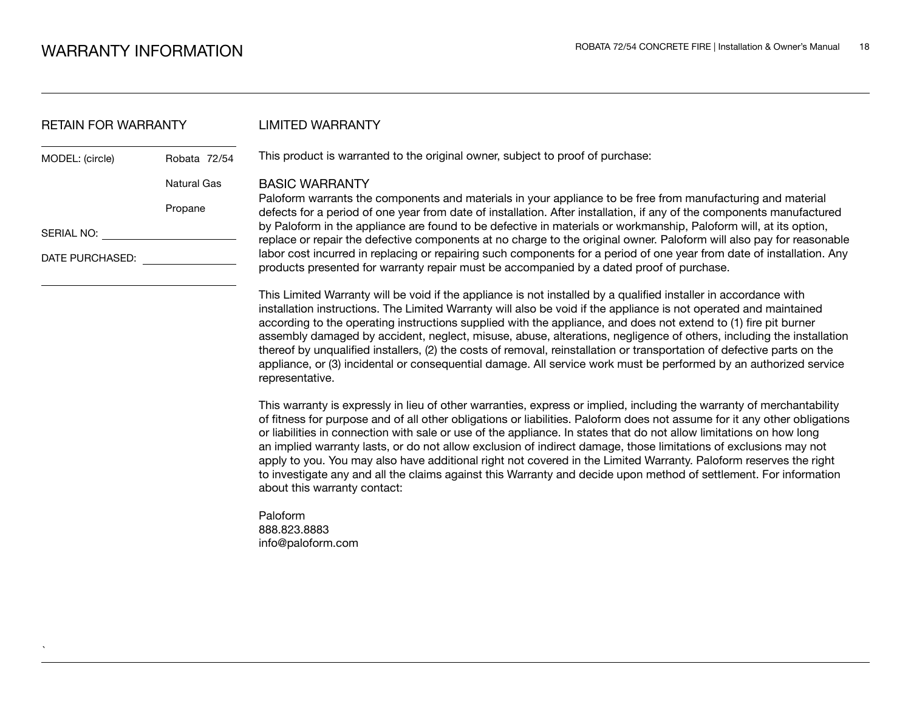# WARRANTY INFORMATION

## RETAIN FOR WARRANTY

| | |
|---|---|
| MODEL: (circle) | Robata 72/54 |
| | Natural Gas |
| | Propane |
| SERIAL NO: | |
| DATE PURCHASED: | |

## LIMITED WARRANTY

This product is warranted to the original owner, subject to proof of purchase:

### BASIC WARRANTY

Paloform warrants the components and materials in your appliance to be free from manufacturing and material defects for a period of one year from date of installation. After installation, if any of the components manufactured by Paloform in the appliance are found to be defective in materials or workmanship, Paloform will, at its option, replace or repair the defective components at no charge to the original owner. Paloform will also pay for reasonable labor cost incurred in replacing or repairing such components for a period of one year from date of installation. Any products presented for warranty repair must be accompanied by a dated proof of purchase.

This Limited Warranty will be void if the appliance is not installed by a qualified installer in accordance with installation instructions. The Limited Warranty will also be void if the appliance is not operated and maintained according to the operating instructions supplied with the appliance, and does not extend to (1) fire pit burner assembly damaged by accident, neglect, misuse, abuse, alterations, negligence of others, including the installation thereof by unqualified installers, (2) the costs of removal, reinstallation or transportation of defective parts on the appliance, or (3) incidental or consequential damage. All service work must be performed by an authorized service representative.

This warranty is expressly in lieu of other warranties, express or implied, including the warranty of merchantability of fitness for purpose and of all other obligations or liabilities. Paloform does not assume for it any other obligations or liabilities in connection with sale or use of the appliance. In states that do not allow limitations on how long an implied warranty lasts, or do not allow exclusion of indirect damage, those limitations of exclusions may not apply to you. You may also have additional right not covered in the Limited Warranty. Paloform reserves the right to investigate any and all the claims against this Warranty and decide upon method of settlement. For information about this warranty contact:

Paloform
888.823.8883
info@paloform.com